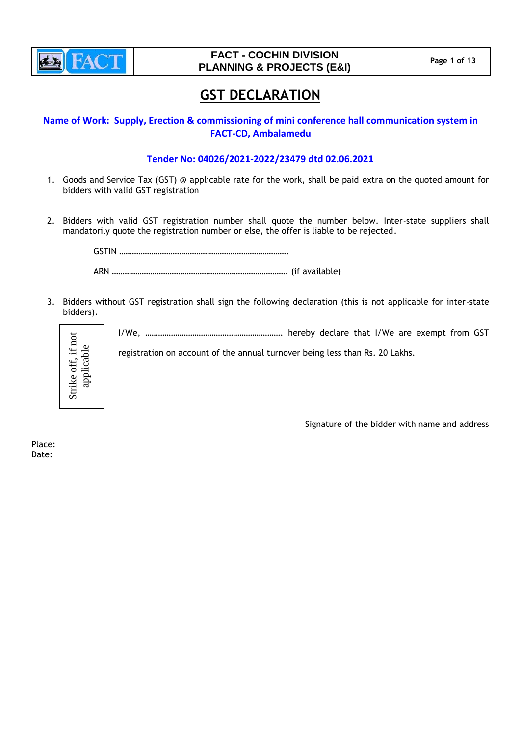# GST DECLARATION

**Name of Work: Supply, Erection & commissioning of mini conference hall communication system in FACT-CD, Ambalamedu**

**Tender No: 04026/2021-2022/23479 dtd 02.06.2021**

1. Goods and Service Tax (GST) @ applicable rate for the work, shall be paid extra on the quoted amount for bidders with valid GST registration

2. Bidders with valid GST registration number shall quote the number below. Inter-state suppliers shall mandatorily quote the registration number or else, the offer is liable to be rejected.

   GSTIN …………………………………………………………………….

   ARN ……………………………………………………………………… (if available)

3. Bidders without GST registration shall sign the following declaration (this is not applicable for inter-state bidders).

Strike off, if not applicable

I/We, ………………………………………………………. hereby declare that I/We are exempt from GST registration on account of the annual turnover being less than Rs. 20 Lakhs.

Signature of the bidder with name and address

Place:
Date: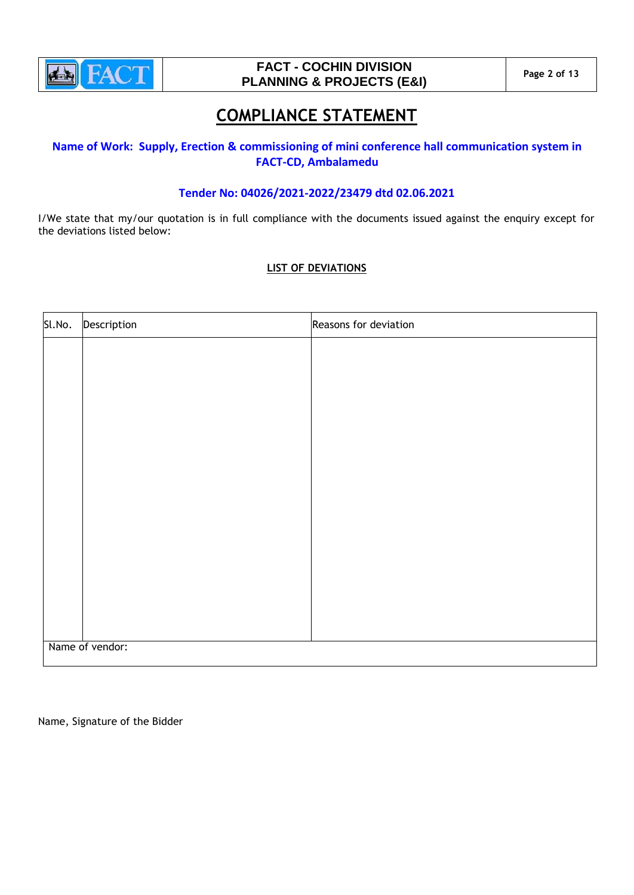# COMPLIANCE STATEMENT

**Name of Work: Supply, Erection & commissioning of mini conference hall communication system in FACT-CD, Ambalamedu**

**Tender No: 04026/2021-2022/23479 dtd 02.06.2021**

I/We state that my/our quotation is in full compliance with the documents issued against the enquiry except for the deviations listed below:

**LIST OF DEVIATIONS**

| Sl.No. | Description | Reasons for deviation |
|---|---|---|
| | | |
| Name of vendor: | | |

Name, Signature of the Bidder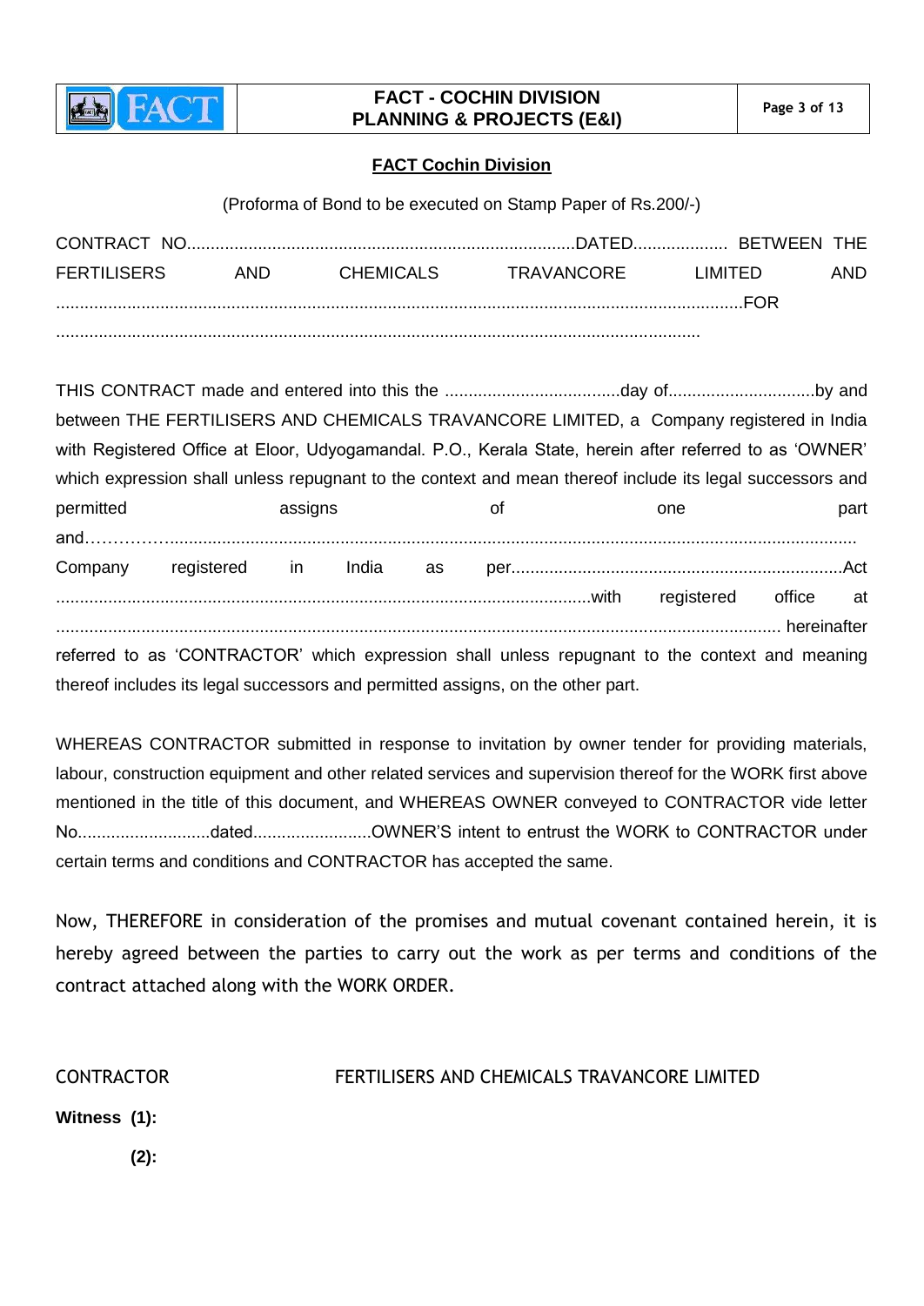**FACT Cochin Division**

(Proforma of Bond to be executed on Stamp Paper of Rs.200/-)

CONTRACT NO..................................................................................DATED.................... BETWEEN THE FERTILISERS AND CHEMICALS TRAVANCORE LIMITED AND ...........................................................................................................................................FOR ...........................................................................................................................................

THIS CONTRACT made and entered into this the .....................................day of...............................by and between THE FERTILISERS AND CHEMICALS TRAVANCORE LIMITED, a Company registered in India with Registered Office at Eloor, Udyogamandal. P.O., Kerala State, herein after referred to as 'OWNER' which expression shall unless repugnant to the context and mean thereof include its legal successors and permitted assigns of one part and…….…............................................................................................................................................ Company registered in India as per......................................................................Act ................................................................................................................with registered office at ........................................................................................................................................... hereinafter referred to as 'CONTRACTOR' which expression shall unless repugnant to the context and meaning thereof includes its legal successors and permitted assigns, on the other part.

WHEREAS CONTRACTOR submitted in response to invitation by owner tender for providing materials, labour, construction equipment and other related services and supervision thereof for the WORK first above mentioned in the title of this document, and WHEREAS OWNER conveyed to CONTRACTOR vide letter No............................dated.........................OWNER'S intent to entrust the WORK to CONTRACTOR under certain terms and conditions and CONTRACTOR has accepted the same.

Now, THEREFORE in consideration of the promises and mutual covenant contained herein, it is hereby agreed between the parties to carry out the work as per terms and conditions of the contract attached along with the WORK ORDER.

CONTRACTOR FERTILISERS AND CHEMICALS TRAVANCORE LIMITED

**Witness (1):**

**(2):**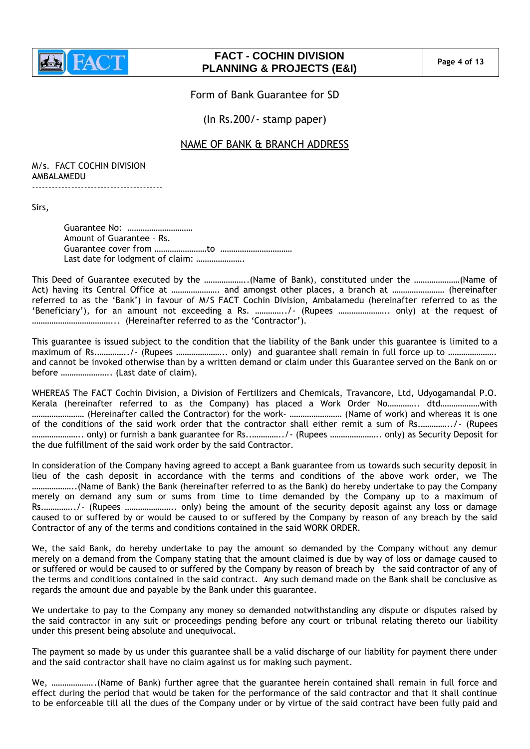Form of Bank Guarantee for SD

(In Rs.200/- stamp paper)

NAME OF BANK & BRANCH ADDRESS

M/s. FACT COCHIN DIVISION
AMBALAMEDU
----------------------------------------

Sirs,

Guarantee No: …………………………
Amount of Guarantee – Rs.
Guarantee cover from ……………………to ……………………………
Last date for lodgment of claim: ………………….

This Deed of Guarantee executed by the ………………..(Name of Bank), constituted under the …………………(Name of Act) having its Central Office at …………………. and amongst other places, a branch at …………………… (hereinafter referred to as the 'Bank') in favour of M/S FACT Cochin Division, Ambalamedu (hereinafter referred to as the 'Beneficiary'), for an amount not exceeding a Rs. …………../- (Rupees ………………….. only) at the request of ………………………………... (Hereinafter referred to as the 'Contractor').

This guarantee is issued subject to the condition that the liability of the Bank under this guarantee is limited to a maximum of Rs.…………../- (Rupees ………………….. only) and guarantee shall remain in full force up to …………………. and cannot be invoked otherwise than by a written demand or claim under this Guarantee served on the Bank on or before ………………….. (Last date of claim).

WHEREAS The FACT Cochin Division, a Division of Fertilizers and Chemicals, Travancore, Ltd, Udyogamandal P.O. Kerala (hereinafter referred to as the Company) has placed a Work Order No………….. dtd………………with …………………… (Hereinafter called the Contractor) for the work- …………………… (Name of work) and whereas it is one of the conditions of the said work order that the contractor shall either remit a sum of Rs.…………../- (Rupees ………………….. only) or furnish a bank guarantee for Rs..…………../- (Rupees ………………….. only) as Security Deposit for the due fulfillment of the said work order by the said Contractor.

In consideration of the Company having agreed to accept a Bank guarantee from us towards such security deposit in lieu of the cash deposit in accordance with the terms and conditions of the above work order, we The ………………..(Name of Bank) the Bank (hereinafter referred to as the Bank) do hereby undertake to pay the Company merely on demand any sum or sums from time to time demanded by the Company up to a maximum of Rs.…………../- (Rupees ………………….. only) being the amount of the security deposit against any loss or damage caused to or suffered by or would be caused to or suffered by the Company by reason of any breach by the said Contractor of any of the terms and conditions contained in the said WORK ORDER.

We, the said Bank, do hereby undertake to pay the amount so demanded by the Company without any demur merely on a demand from the Company stating that the amount claimed is due by way of loss or damage caused to or suffered or would be caused to or suffered by the Company by reason of breach by the said contractor of any of the terms and conditions contained in the said contract. Any such demand made on the Bank shall be conclusive as regards the amount due and payable by the Bank under this guarantee.

We undertake to pay to the Company any money so demanded notwithstanding any dispute or disputes raised by the said contractor in any suit or proceedings pending before any court or tribunal relating thereto our liability under this present being absolute and unequivocal.

The payment so made by us under this guarantee shall be a valid discharge of our liability for payment there under and the said contractor shall have no claim against us for making such payment.

We, ………………..(Name of Bank) further agree that the guarantee herein contained shall remain in full force and effect during the period that would be taken for the performance of the said contractor and that it shall continue to be enforceable till all the dues of the Company under or by virtue of the said contract have been fully paid and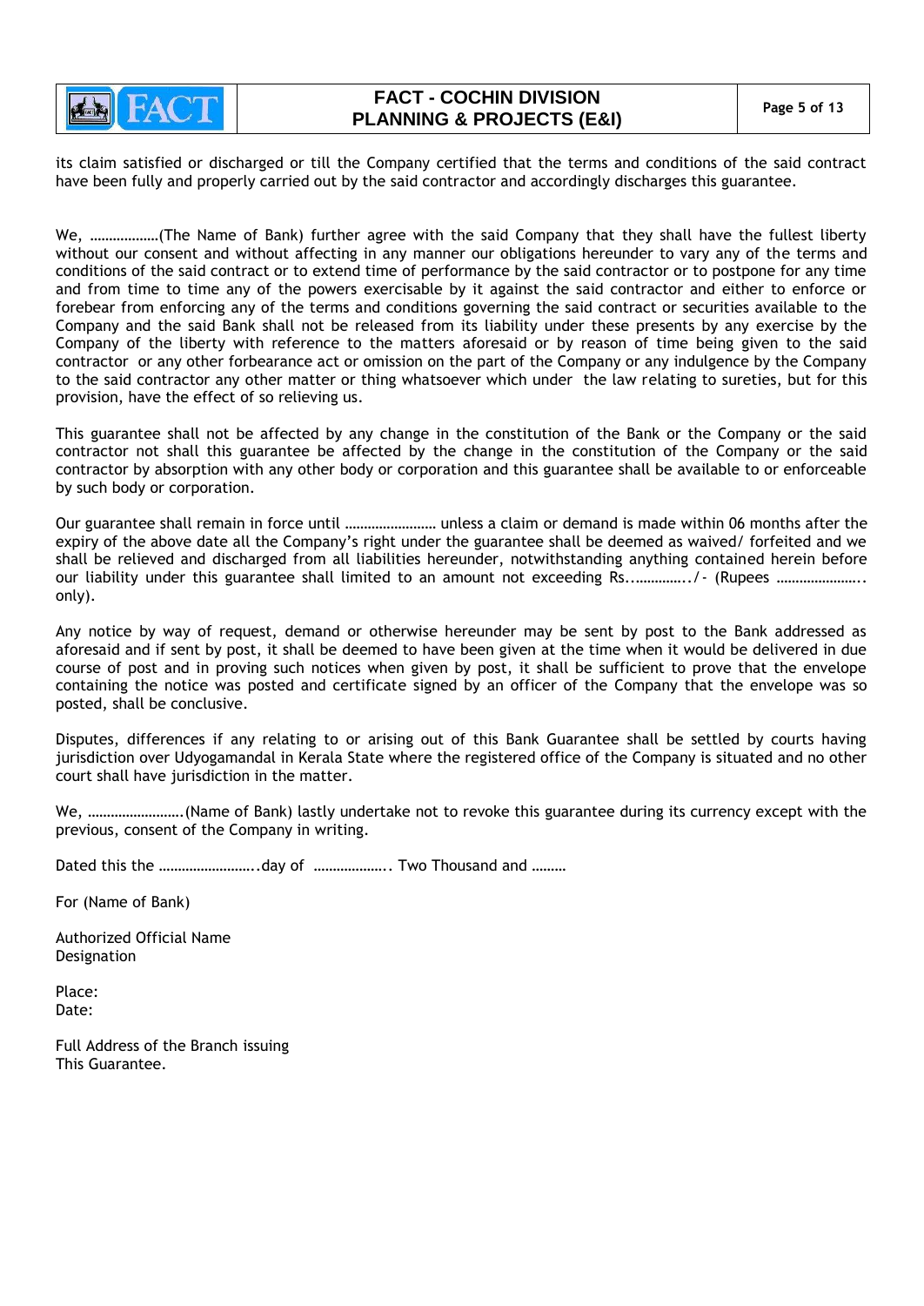its claim satisfied or discharged or till the Company certified that the terms and conditions of the said contract have been fully and properly carried out by the said contractor and accordingly discharges this guarantee.

We, ………………(The Name of Bank) further agree with the said Company that they shall have the fullest liberty without our consent and without affecting in any manner our obligations hereunder to vary any of the terms and conditions of the said contract or to extend time of performance by the said contractor or to postpone for any time and from time to time any of the powers exercisable by it against the said contractor and either to enforce or forebear from enforcing any of the terms and conditions governing the said contract or securities available to the Company and the said Bank shall not be released from its liability under these presents by any exercise by the Company of the liberty with reference to the matters aforesaid or by reason of time being given to the said contractor or any other forbearance act or omission on the part of the Company or any indulgence by the Company to the said contractor any other matter or thing whatsoever which under the law relating to sureties, but for this provision, have the effect of so relieving us.

This guarantee shall not be affected by any change in the constitution of the Bank or the Company or the said contractor not shall this guarantee be affected by the change in the constitution of the Company or the said contractor by absorption with any other body or corporation and this guarantee shall be available to or enforceable by such body or corporation.

Our guarantee shall remain in force until …………………… unless a claim or demand is made within 06 months after the expiry of the above date all the Company's right under the guarantee shall be deemed as waived/ forfeited and we shall be relieved and discharged from all liabilities hereunder, notwithstanding anything contained herein before our liability under this guarantee shall limited to an amount not exceeding Rs...…………../- (Rupees ………………….. only).

Any notice by way of request, demand or otherwise hereunder may be sent by post to the Bank addressed as aforesaid and if sent by post, it shall be deemed to have been given at the time when it would be delivered in due course of post and in proving such notices when given by post, it shall be sufficient to prove that the envelope containing the notice was posted and certificate signed by an officer of the Company that the envelope was so posted, shall be conclusive.

Disputes, differences if any relating to or arising out of this Bank Guarantee shall be settled by courts having jurisdiction over Udyogamandal in Kerala State where the registered office of the Company is situated and no other court shall have jurisdiction in the matter.

We, …………………….(Name of Bank) lastly undertake not to revoke this guarantee during its currency except with the previous, consent of the Company in writing.

Dated this the ……………………..day of ………………. Two Thousand and ………

For (Name of Bank)

Authorized Official Name
Designation

Place:
Date:

Full Address of the Branch issuing
This Guarantee.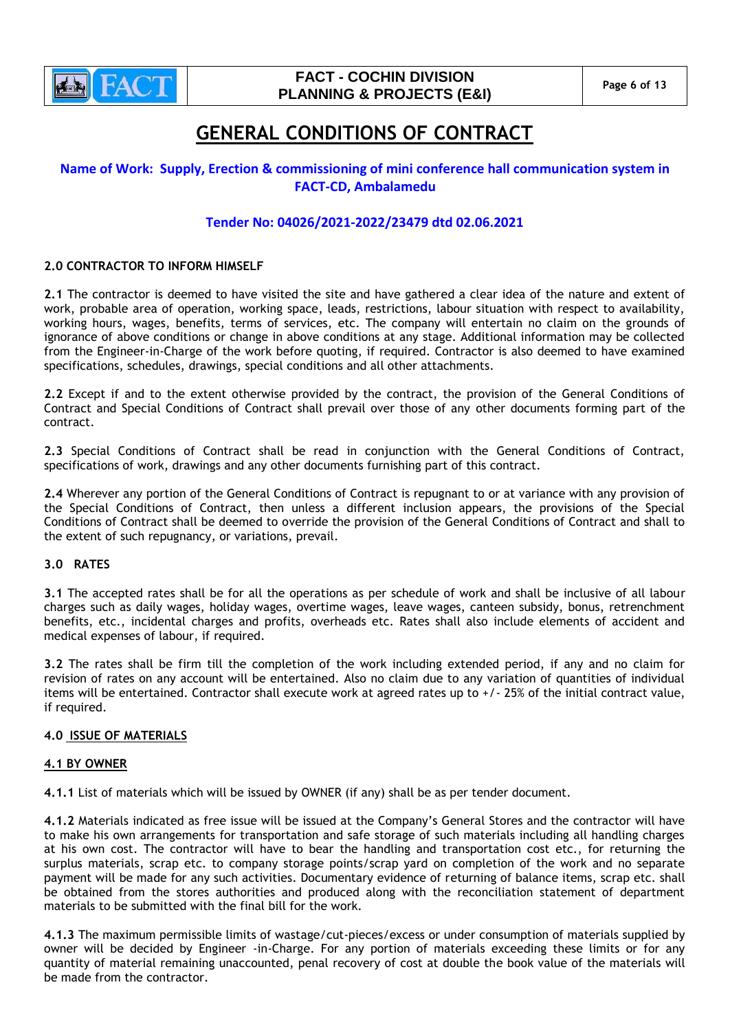# GENERAL CONDITIONS OF CONTRACT

**Name of Work: Supply, Erection & commissioning of mini conference hall communication system in FACT-CD, Ambalamedu**

**Tender No: 04026/2021-2022/23479 dtd 02.06.2021**

### 2.0 CONTRACTOR TO INFORM HIMSELF

**2.1** The contractor is deemed to have visited the site and have gathered a clear idea of the nature and extent of work, probable area of operation, working space, leads, restrictions, labour situation with respect to availability, working hours, wages, benefits, terms of services, etc. The company will entertain no claim on the grounds of ignorance of above conditions or change in above conditions at any stage. Additional information may be collected from the Engineer-in-Charge of the work before quoting, if required. Contractor is also deemed to have examined specifications, schedules, drawings, special conditions and all other attachments.

**2.2** Except if and to the extent otherwise provided by the contract, the provision of the General Conditions of Contract and Special Conditions of Contract shall prevail over those of any other documents forming part of the contract.

**2.3** Special Conditions of Contract shall be read in conjunction with the General Conditions of Contract, specifications of work, drawings and any other documents furnishing part of this contract.

**2.4** Wherever any portion of the General Conditions of Contract is repugnant to or at variance with any provision of the Special Conditions of Contract, then unless a different inclusion appears, the provisions of the Special Conditions of Contract shall be deemed to override the provision of the General Conditions of Contract and shall to the extent of such repugnancy, or variations, prevail.

### 3.0 RATES

**3.1** The accepted rates shall be for all the operations as per schedule of work and shall be inclusive of all labour charges such as daily wages, holiday wages, overtime wages, leave wages, canteen subsidy, bonus, retrenchment benefits, etc., incidental charges and profits, overheads etc. Rates shall also include elements of accident and medical expenses of labour, if required.

**3.2** The rates shall be firm till the completion of the work including extended period, if any and no claim for revision of rates on any account will be entertained. Also no claim due to any variation of quantities of individual items will be entertained. Contractor shall execute work at agreed rates up to +/- 25% of the initial contract value, if required.

### 4.0 ISSUE OF MATERIALS

#### 4.1 BY OWNER

**4.1.1** List of materials which will be issued by OWNER (if any) shall be as per tender document.

**4.1.2** Materials indicated as free issue will be issued at the Company's General Stores and the contractor will have to make his own arrangements for transportation and safe storage of such materials including all handling charges at his own cost. The contractor will have to bear the handling and transportation cost etc., for returning the surplus materials, scrap etc. to company storage points/scrap yard on completion of the work and no separate payment will be made for any such activities. Documentary evidence of returning of balance items, scrap etc. shall be obtained from the stores authorities and produced along with the reconciliation statement of department materials to be submitted with the final bill for the work.

**4.1.3** The maximum permissible limits of wastage/cut-pieces/excess or under consumption of materials supplied by owner will be decided by Engineer -in-Charge. For any portion of materials exceeding these limits or for any quantity of material remaining unaccounted, penal recovery of cost at double the book value of the materials will be made from the contractor.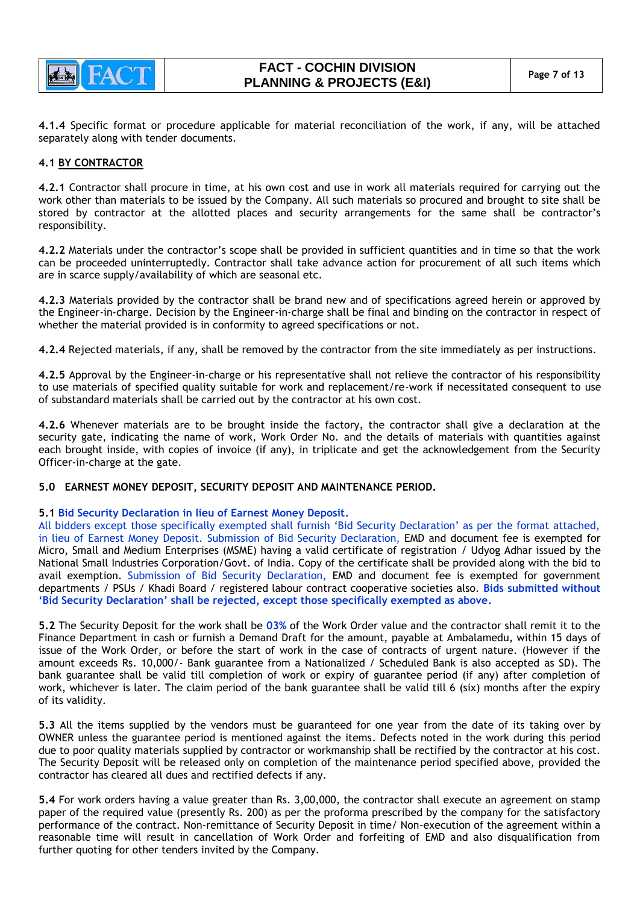**4.1.4** Specific format or procedure applicable for material reconciliation of the work, if any, will be attached separately along with tender documents.

**4.1 BY CONTRACTOR**

**4.2.1** Contractor shall procure in time, at his own cost and use in work all materials required for carrying out the work other than materials to be issued by the Company. All such materials so procured and brought to site shall be stored by contractor at the allotted places and security arrangements for the same shall be contractor's responsibility.

**4.2.2** Materials under the contractor's scope shall be provided in sufficient quantities and in time so that the work can be proceeded uninterruptedly. Contractor shall take advance action for procurement of all such items which are in scarce supply/availability of which are seasonal etc.

**4.2.3** Materials provided by the contractor shall be brand new and of specifications agreed herein or approved by the Engineer-in-charge. Decision by the Engineer-in-charge shall be final and binding on the contractor in respect of whether the material provided is in conformity to agreed specifications or not.

**4.2.4** Rejected materials, if any, shall be removed by the contractor from the site immediately as per instructions.

**4.2.5** Approval by the Engineer-in-charge or his representative shall not relieve the contractor of his responsibility to use materials of specified quality suitable for work and replacement/re-work if necessitated consequent to use of substandard materials shall be carried out by the contractor at his own cost.

**4.2.6** Whenever materials are to be brought inside the factory, the contractor shall give a declaration at the security gate, indicating the name of work, Work Order No. and the details of materials with quantities against each brought inside, with copies of invoice (if any), in triplicate and get the acknowledgement from the Security Officer-in-charge at the gate.

**5.0 EARNEST MONEY DEPOSIT, SECURITY DEPOSIT AND MAINTENANCE PERIOD.**

**5.1 Bid Security Declaration in lieu of Earnest Money Deposit.**
All bidders except those specifically exempted shall furnish 'Bid Security Declaration' as per the format attached, in lieu of Earnest Money Deposit. Submission of Bid Security Declaration, EMD and document fee is exempted for Micro, Small and Medium Enterprises (MSME) having a valid certificate of registration / Udyog Adhar issued by the National Small Industries Corporation/Govt. of India. Copy of the certificate shall be provided along with the bid to avail exemption. Submission of Bid Security Declaration, EMD and document fee is exempted for government departments / PSUs / Khadi Board / registered labour contract cooperative societies also. **Bids submitted without 'Bid Security Declaration' shall be rejected, except those specifically exempted as above.**

**5.2** The Security Deposit for the work shall be **03%** of the Work Order value and the contractor shall remit it to the Finance Department in cash or furnish a Demand Draft for the amount, payable at Ambalamedu, within 15 days of issue of the Work Order, or before the start of work in the case of contracts of urgent nature. (However if the amount exceeds Rs. 10,000/- Bank guarantee from a Nationalized / Scheduled Bank is also accepted as SD). The bank guarantee shall be valid till completion of work or expiry of guarantee period (if any) after completion of work, whichever is later. The claim period of the bank guarantee shall be valid till 6 (six) months after the expiry of its validity.

**5.3** All the items supplied by the vendors must be guaranteed for one year from the date of its taking over by OWNER unless the guarantee period is mentioned against the items. Defects noted in the work during this period due to poor quality materials supplied by contractor or workmanship shall be rectified by the contractor at his cost. The Security Deposit will be released only on completion of the maintenance period specified above, provided the contractor has cleared all dues and rectified defects if any.

**5.4** For work orders having a value greater than Rs. 3,00,000, the contractor shall execute an agreement on stamp paper of the required value (presently Rs. 200) as per the proforma prescribed by the company for the satisfactory performance of the contract. Non-remittance of Security Deposit in time/ Non-execution of the agreement within a reasonable time will result in cancellation of Work Order and forfeiting of EMD and also disqualification from further quoting for other tenders invited by the Company.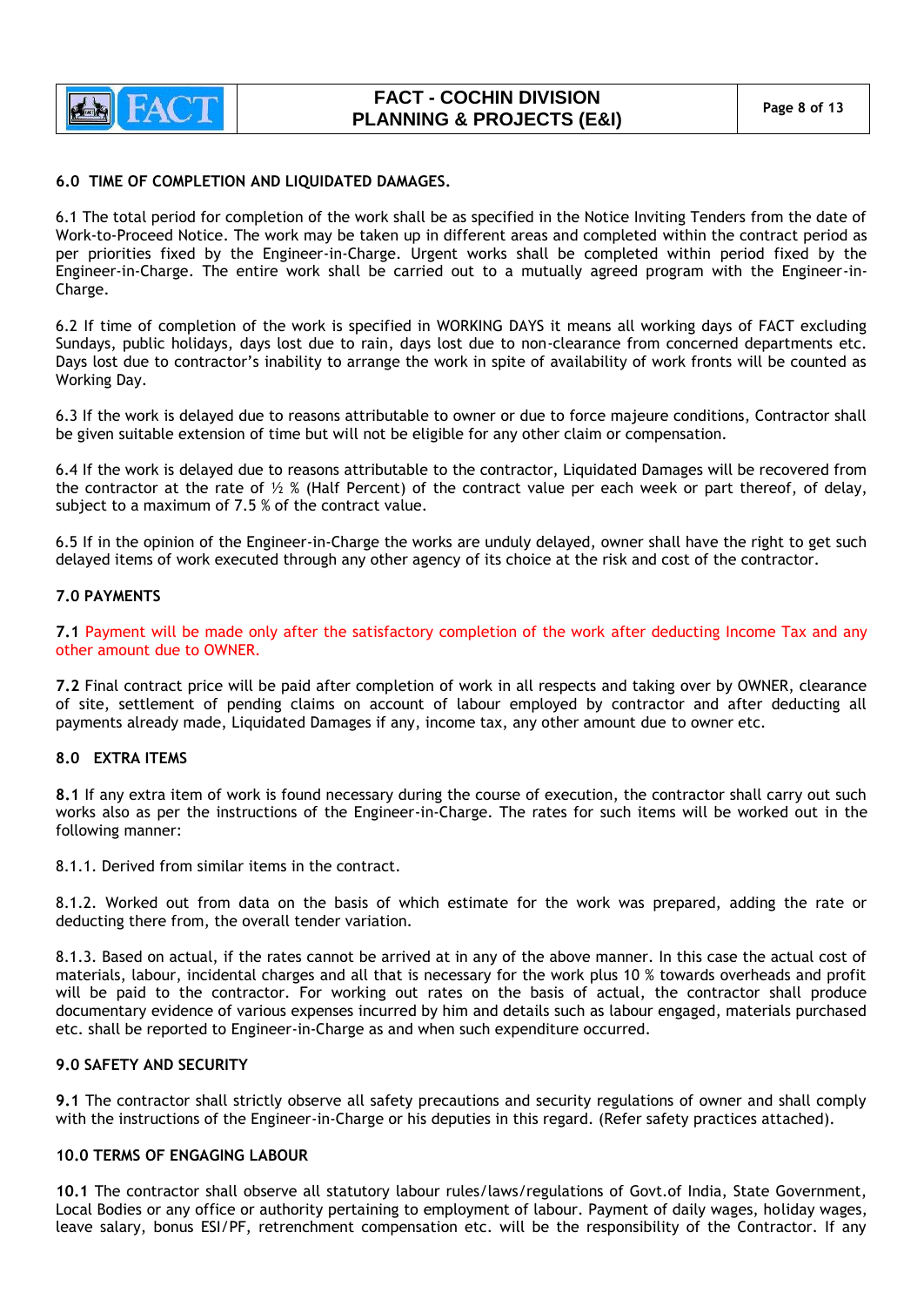## 6.0 TIME OF COMPLETION AND LIQUIDATED DAMAGES.

6.1 The total period for completion of the work shall be as specified in the Notice Inviting Tenders from the date of Work-to-Proceed Notice. The work may be taken up in different areas and completed within the contract period as per priorities fixed by the Engineer-in-Charge. Urgent works shall be completed within period fixed by the Engineer-in-Charge. The entire work shall be carried out to a mutually agreed program with the Engineer-in-Charge.

6.2 If time of completion of the work is specified in WORKING DAYS it means all working days of FACT excluding Sundays, public holidays, days lost due to rain, days lost due to non-clearance from concerned departments etc. Days lost due to contractor's inability to arrange the work in spite of availability of work fronts will be counted as Working Day.

6.3 If the work is delayed due to reasons attributable to owner or due to force majeure conditions, Contractor shall be given suitable extension of time but will not be eligible for any other claim or compensation.

6.4 If the work is delayed due to reasons attributable to the contractor, Liquidated Damages will be recovered from the contractor at the rate of ½ % (Half Percent) of the contract value per each week or part thereof, of delay, subject to a maximum of 7.5 % of the contract value.

6.5 If in the opinion of the Engineer-in-Charge the works are unduly delayed, owner shall have the right to get such delayed items of work executed through any other agency of its choice at the risk and cost of the contractor.

## 7.0 PAYMENTS

**7.1** Payment will be made only after the satisfactory completion of the work after deducting Income Tax and any other amount due to OWNER.

**7.2** Final contract price will be paid after completion of work in all respects and taking over by OWNER, clearance of site, settlement of pending claims on account of labour employed by contractor and after deducting all payments already made, Liquidated Damages if any, income tax, any other amount due to owner etc.

## 8.0 EXTRA ITEMS

**8.1** If any extra item of work is found necessary during the course of execution, the contractor shall carry out such works also as per the instructions of the Engineer-in-Charge. The rates for such items will be worked out in the following manner:

8.1.1. Derived from similar items in the contract.

8.1.2. Worked out from data on the basis of which estimate for the work was prepared, adding the rate or deducting there from, the overall tender variation.

8.1.3. Based on actual, if the rates cannot be arrived at in any of the above manner. In this case the actual cost of materials, labour, incidental charges and all that is necessary for the work plus 10 % towards overheads and profit will be paid to the contractor. For working out rates on the basis of actual, the contractor shall produce documentary evidence of various expenses incurred by him and details such as labour engaged, materials purchased etc. shall be reported to Engineer-in-Charge as and when such expenditure occurred.

## 9.0 SAFETY AND SECURITY

**9.1** The contractor shall strictly observe all safety precautions and security regulations of owner and shall comply with the instructions of the Engineer-in-Charge or his deputies in this regard. (Refer safety practices attached).

## 10.0 TERMS OF ENGAGING LABOUR

**10.1** The contractor shall observe all statutory labour rules/laws/regulations of Govt.of India, State Government, Local Bodies or any office or authority pertaining to employment of labour. Payment of daily wages, holiday wages, leave salary, bonus ESI/PF, retrenchment compensation etc. will be the responsibility of the Contractor. If any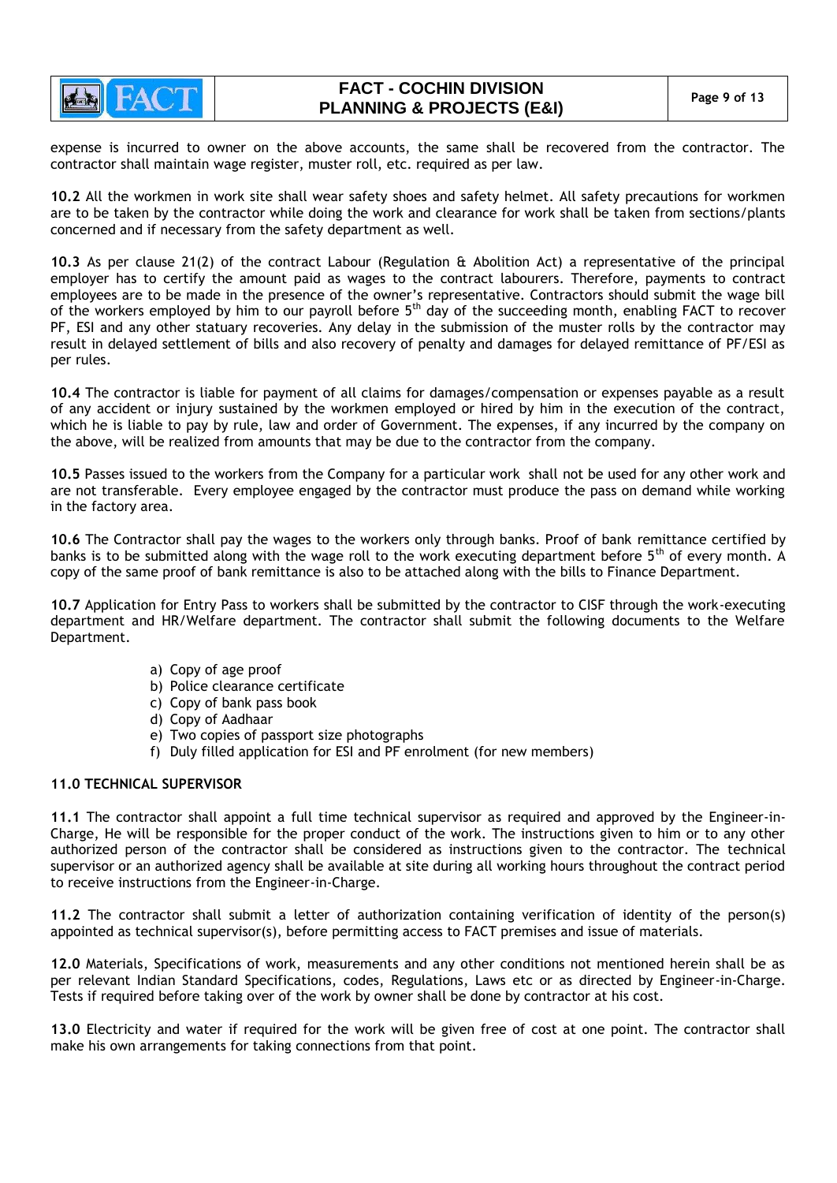expense is incurred to owner on the above accounts, the same shall be recovered from the contractor. The contractor shall maintain wage register, muster roll, etc. required as per law.

**10.2** All the workmen in work site shall wear safety shoes and safety helmet. All safety precautions for workmen are to be taken by the contractor while doing the work and clearance for work shall be taken from sections/plants concerned and if necessary from the safety department as well.

**10.3** As per clause 21(2) of the contract Labour (Regulation & Abolition Act) a representative of the principal employer has to certify the amount paid as wages to the contract labourers. Therefore, payments to contract employees are to be made in the presence of the owner's representative. Contractors should submit the wage bill of the workers employed by him to our payroll before 5th day of the succeeding month, enabling FACT to recover PF, ESI and any other statuary recoveries. Any delay in the submission of the muster rolls by the contractor may result in delayed settlement of bills and also recovery of penalty and damages for delayed remittance of PF/ESI as per rules.

**10.4** The contractor is liable for payment of all claims for damages/compensation or expenses payable as a result of any accident or injury sustained by the workmen employed or hired by him in the execution of the contract, which he is liable to pay by rule, law and order of Government. The expenses, if any incurred by the company on the above, will be realized from amounts that may be due to the contractor from the company.

**10.5** Passes issued to the workers from the Company for a particular work shall not be used for any other work and are not transferable. Every employee engaged by the contractor must produce the pass on demand while working in the factory area.

**10.6** The Contractor shall pay the wages to the workers only through banks. Proof of bank remittance certified by banks is to be submitted along with the wage roll to the work executing department before 5th of every month. A copy of the same proof of bank remittance is also to be attached along with the bills to Finance Department.

**10.7** Application for Entry Pass to workers shall be submitted by the contractor to CISF through the work-executing department and HR/Welfare department. The contractor shall submit the following documents to the Welfare Department.

a) Copy of age proof
b) Police clearance certificate
c) Copy of bank pass book
d) Copy of Aadhaar
e) Two copies of passport size photographs
f) Duly filled application for ESI and PF enrolment (for new members)

**11.0 TECHNICAL SUPERVISOR**

**11.1** The contractor shall appoint a full time technical supervisor as required and approved by the Engineer-in-Charge, He will be responsible for the proper conduct of the work. The instructions given to him or to any other authorized person of the contractor shall be considered as instructions given to the contractor. The technical supervisor or an authorized agency shall be available at site during all working hours throughout the contract period to receive instructions from the Engineer-in-Charge.

**11.2** The contractor shall submit a letter of authorization containing verification of identity of the person(s) appointed as technical supervisor(s), before permitting access to FACT premises and issue of materials.

**12.0** Materials, Specifications of work, measurements and any other conditions not mentioned herein shall be as per relevant Indian Standard Specifications, codes, Regulations, Laws etc or as directed by Engineer-in-Charge. Tests if required before taking over of the work by owner shall be done by contractor at his cost.

**13.0** Electricity and water if required for the work will be given free of cost at one point. The contractor shall make his own arrangements for taking connections from that point.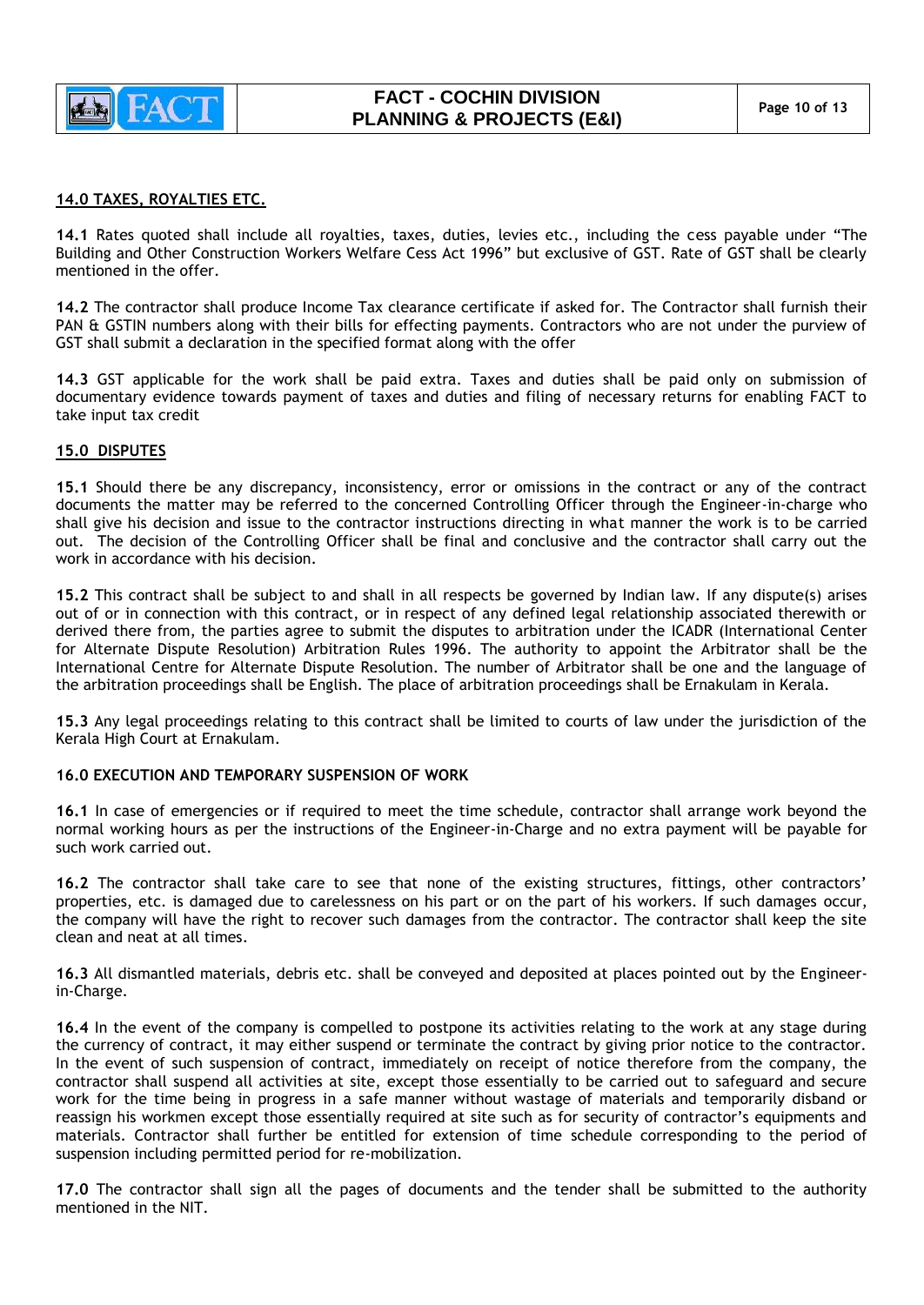## 14.0 TAXES, ROYALTIES ETC.

**14.1** Rates quoted shall include all royalties, taxes, duties, levies etc., including the cess payable under "The Building and Other Construction Workers Welfare Cess Act 1996" but exclusive of GST. Rate of GST shall be clearly mentioned in the offer.

**14.2** The contractor shall produce Income Tax clearance certificate if asked for. The Contractor shall furnish their PAN & GSTIN numbers along with their bills for effecting payments. Contractors who are not under the purview of GST shall submit a declaration in the specified format along with the offer

**14.3** GST applicable for the work shall be paid extra. Taxes and duties shall be paid only on submission of documentary evidence towards payment of taxes and duties and filing of necessary returns for enabling FACT to take input tax credit

## 15.0 DISPUTES

**15.1** Should there be any discrepancy, inconsistency, error or omissions in the contract or any of the contract documents the matter may be referred to the concerned Controlling Officer through the Engineer-in-charge who shall give his decision and issue to the contractor instructions directing in what manner the work is to be carried out. The decision of the Controlling Officer shall be final and conclusive and the contractor shall carry out the work in accordance with his decision.

**15.2** This contract shall be subject to and shall in all respects be governed by Indian law. If any dispute(s) arises out of or in connection with this contract, or in respect of any defined legal relationship associated therewith or derived there from, the parties agree to submit the disputes to arbitration under the ICADR (International Center for Alternate Dispute Resolution) Arbitration Rules 1996. The authority to appoint the Arbitrator shall be the International Centre for Alternate Dispute Resolution. The number of Arbitrator shall be one and the language of the arbitration proceedings shall be English. The place of arbitration proceedings shall be Ernakulam in Kerala.

**15.3** Any legal proceedings relating to this contract shall be limited to courts of law under the jurisdiction of the Kerala High Court at Ernakulam.

## 16.0 EXECUTION AND TEMPORARY SUSPENSION OF WORK

**16.1** In case of emergencies or if required to meet the time schedule, contractor shall arrange work beyond the normal working hours as per the instructions of the Engineer-in-Charge and no extra payment will be payable for such work carried out.

**16.2** The contractor shall take care to see that none of the existing structures, fittings, other contractors' properties, etc. is damaged due to carelessness on his part or on the part of his workers. If such damages occur, the company will have the right to recover such damages from the contractor. The contractor shall keep the site clean and neat at all times.

**16.3** All dismantled materials, debris etc. shall be conveyed and deposited at places pointed out by the Engineer-in-Charge.

**16.4** In the event of the company is compelled to postpone its activities relating to the work at any stage during the currency of contract, it may either suspend or terminate the contract by giving prior notice to the contractor. In the event of such suspension of contract, immediately on receipt of notice therefore from the company, the contractor shall suspend all activities at site, except those essentially to be carried out to safeguard and secure work for the time being in progress in a safe manner without wastage of materials and temporarily disband or reassign his workmen except those essentially required at site such as for security of contractor's equipments and materials. Contractor shall further be entitled for extension of time schedule corresponding to the period of suspension including permitted period for re-mobilization.

**17.0** The contractor shall sign all the pages of documents and the tender shall be submitted to the authority mentioned in the NIT.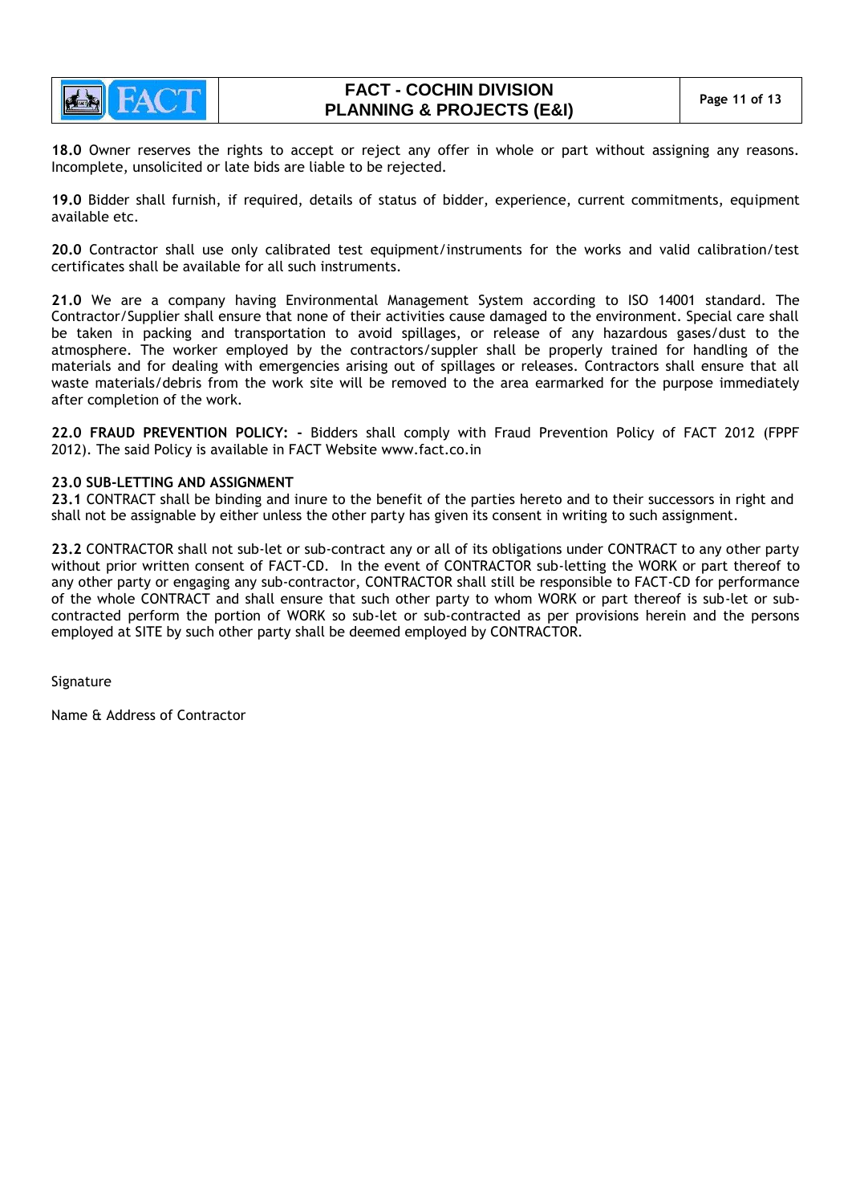**18.0** Owner reserves the rights to accept or reject any offer in whole or part without assigning any reasons. Incomplete, unsolicited or late bids are liable to be rejected.

**19.0** Bidder shall furnish, if required, details of status of bidder, experience, current commitments, equipment available etc.

**20.0** Contractor shall use only calibrated test equipment/instruments for the works and valid calibration/test certificates shall be available for all such instruments.

**21.0** We are a company having Environmental Management System according to ISO 14001 standard. The Contractor/Supplier shall ensure that none of their activities cause damaged to the environment. Special care shall be taken in packing and transportation to avoid spillages, or release of any hazardous gases/dust to the atmosphere. The worker employed by the contractors/suppler shall be properly trained for handling of the materials and for dealing with emergencies arising out of spillages or releases. Contractors shall ensure that all waste materials/debris from the work site will be removed to the area earmarked for the purpose immediately after completion of the work.

**22.0 FRAUD PREVENTION POLICY: -** Bidders shall comply with Fraud Prevention Policy of FACT 2012 (FPPF 2012). The said Policy is available in FACT Website www.fact.co.in

**23.0 SUB-LETTING AND ASSIGNMENT**

**23.1** CONTRACT shall be binding and inure to the benefit of the parties hereto and to their successors in right and shall not be assignable by either unless the other party has given its consent in writing to such assignment.

**23.2** CONTRACTOR shall not sub-let or sub-contract any or all of its obligations under CONTRACT to any other party without prior written consent of FACT-CD. In the event of CONTRACTOR sub-letting the WORK or part thereof to any other party or engaging any sub-contractor, CONTRACTOR shall still be responsible to FACT-CD for performance of the whole CONTRACT and shall ensure that such other party to whom WORK or part thereof is sub-let or sub-contracted perform the portion of WORK so sub-let or sub-contracted as per provisions herein and the persons employed at SITE by such other party shall be deemed employed by CONTRACTOR.

Signature

Name & Address of Contractor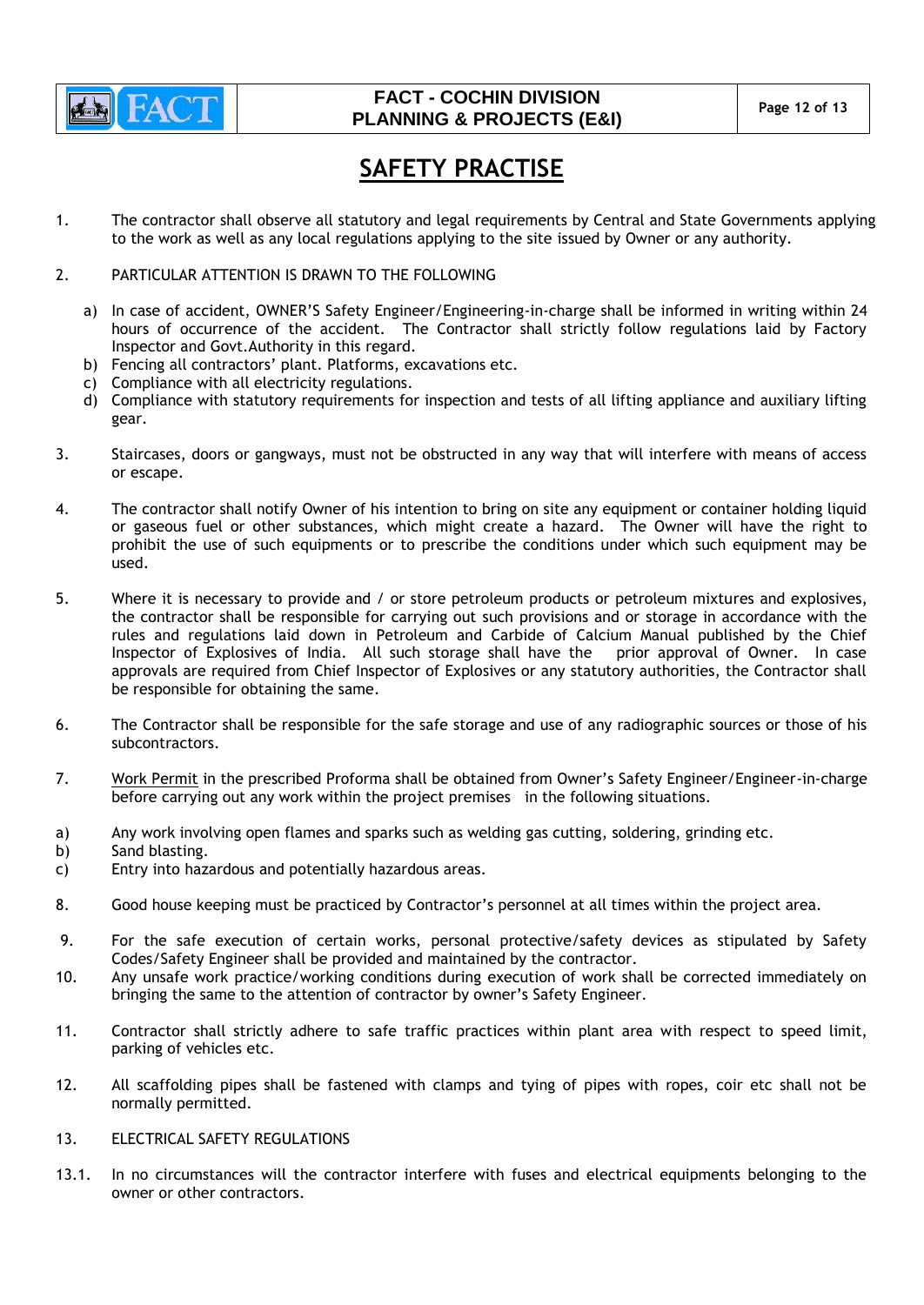# SAFETY PRACTISE

1. The contractor shall observe all statutory and legal requirements by Central and State Governments applying to the work as well as any local regulations applying to the site issued by Owner or any authority.

2. PARTICULAR ATTENTION IS DRAWN TO THE FOLLOWING

   a) In case of accident, OWNER'S Safety Engineer/Engineering-in-charge shall be informed in writing within 24 hours of occurrence of the accident. The Contractor shall strictly follow regulations laid by Factory Inspector and Govt.Authority in this regard.
   b) Fencing all contractors' plant. Platforms, excavations etc.
   c) Compliance with all electricity regulations.
   d) Compliance with statutory requirements for inspection and tests of all lifting appliance and auxiliary lifting gear.

3. Staircases, doors or gangways, must not be obstructed in any way that will interfere with means of access or escape.

4. The contractor shall notify Owner of his intention to bring on site any equipment or container holding liquid or gaseous fuel or other substances, which might create a hazard. The Owner will have the right to prohibit the use of such equipments or to prescribe the conditions under which such equipment may be used.

5. Where it is necessary to provide and / or store petroleum products or petroleum mixtures and explosives, the contractor shall be responsible for carrying out such provisions and or storage in accordance with the rules and regulations laid down in Petroleum and Carbide of Calcium Manual published by the Chief Inspector of Explosives of India. All such storage shall have the prior approval of Owner. In case approvals are required from Chief Inspector of Explosives or any statutory authorities, the Contractor shall be responsible for obtaining the same.

6. The Contractor shall be responsible for the safe storage and use of any radiographic sources or those of his subcontractors.

7. Work Permit in the prescribed Proforma shall be obtained from Owner's Safety Engineer/Engineer-in-charge before carrying out any work within the project premises in the following situations.

   a) Any work involving open flames and sparks such as welding gas cutting, soldering, grinding etc.
   b) Sand blasting.
   c) Entry into hazardous and potentially hazardous areas.

8. Good house keeping must be practiced by Contractor's personnel at all times within the project area.

9. For the safe execution of certain works, personal protective/safety devices as stipulated by Safety Codes/Safety Engineer shall be provided and maintained by the contractor.

10. Any unsafe work practice/working conditions during execution of work shall be corrected immediately on bringing the same to the attention of contractor by owner's Safety Engineer.

11. Contractor shall strictly adhere to safe traffic practices within plant area with respect to speed limit, parking of vehicles etc.

12. All scaffolding pipes shall be fastened with clamps and tying of pipes with ropes, coir etc shall not be normally permitted.

13. ELECTRICAL SAFETY REGULATIONS

13.1. In no circumstances will the contractor interfere with fuses and electrical equipments belonging to the owner or other contractors.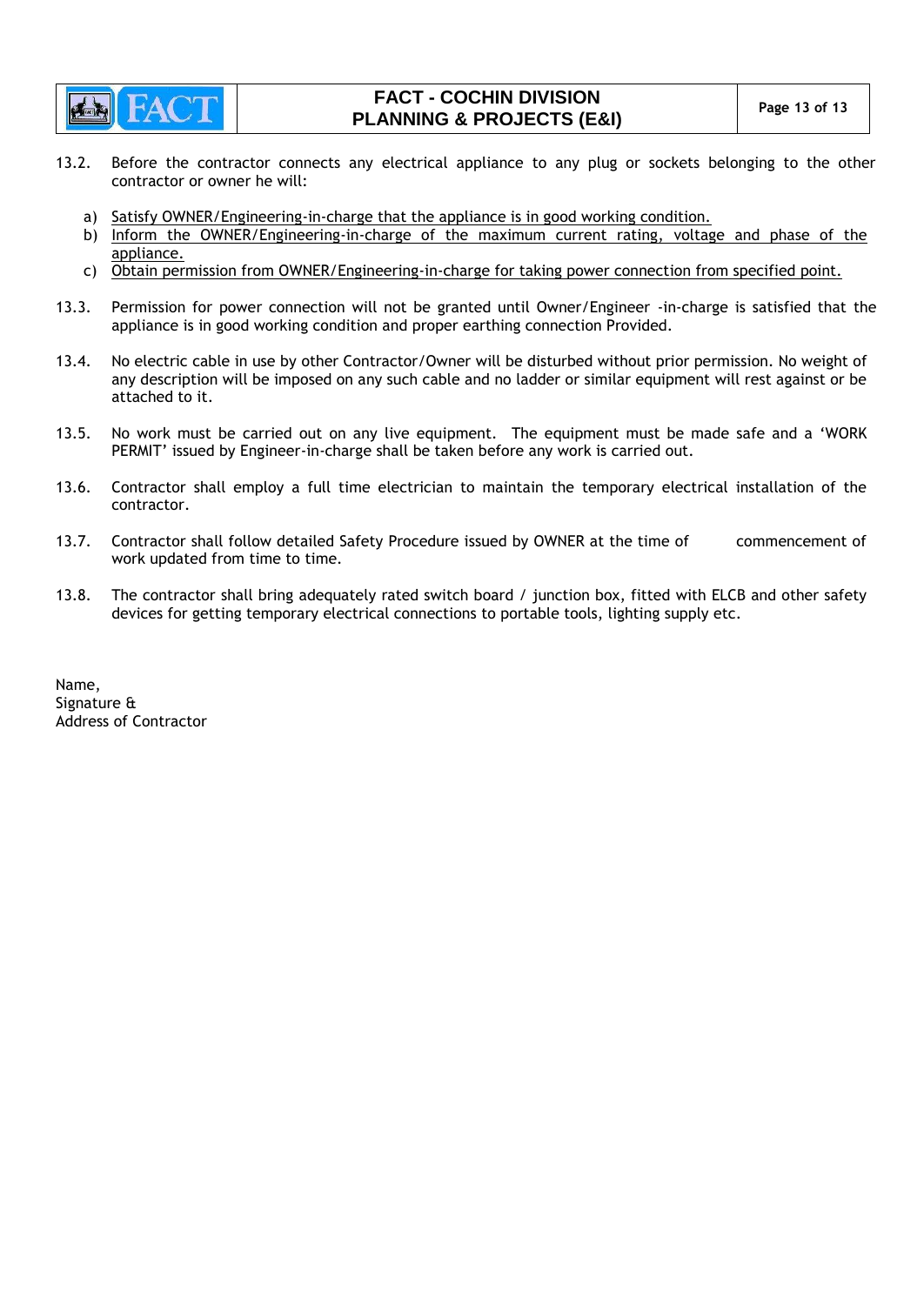13.2. Before the contractor connects any electrical appliance to any plug or sockets belonging to the other contractor or owner he will:

a) Satisfy OWNER/Engineering-in-charge that the appliance is in good working condition.
b) Inform the OWNER/Engineering-in-charge of the maximum current rating, voltage and phase of the appliance.
c) Obtain permission from OWNER/Engineering-in-charge for taking power connection from specified point.

13.3. Permission for power connection will not be granted until Owner/Engineer -in-charge is satisfied that the appliance is in good working condition and proper earthing connection Provided.

13.4. No electric cable in use by other Contractor/Owner will be disturbed without prior permission. No weight of any description will be imposed on any such cable and no ladder or similar equipment will rest against or be attached to it.

13.5. No work must be carried out on any live equipment. The equipment must be made safe and a 'WORK PERMIT' issued by Engineer-in-charge shall be taken before any work is carried out.

13.6. Contractor shall employ a full time electrician to maintain the temporary electrical installation of the contractor.

13.7. Contractor shall follow detailed Safety Procedure issued by OWNER at the time of commencement of work updated from time to time.

13.8. The contractor shall bring adequately rated switch board / junction box, fitted with ELCB and other safety devices for getting temporary electrical connections to portable tools, lighting supply etc.

Name,
Signature &
Address of Contractor